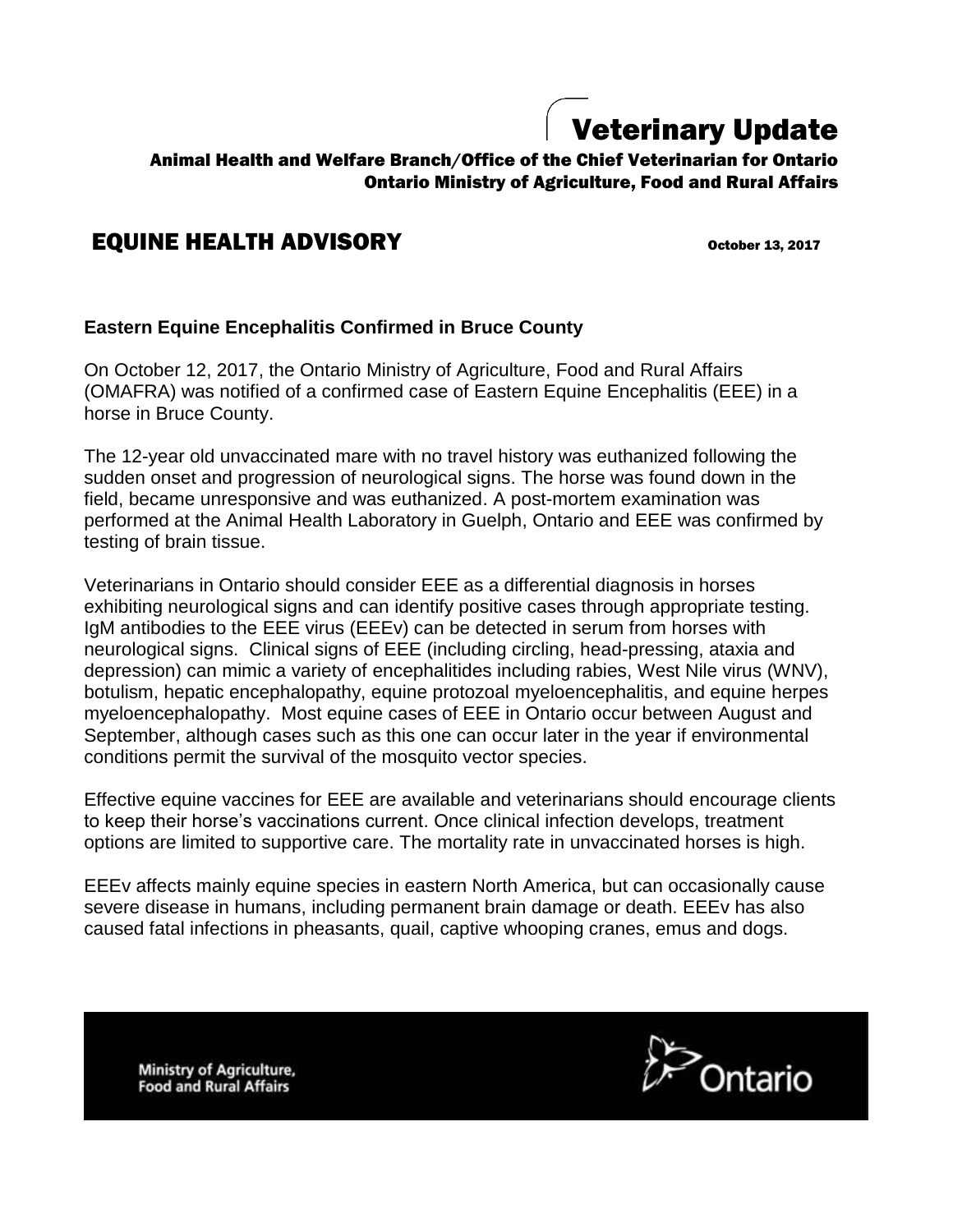# Veterinary Update

**Animal Health and Welfare Branch/Office of the Chief Veterinarian for Ontario**
**Ontario Ministry of Agriculture, Food and Rural Affairs**

## EQUINE HEALTH ADVISORY

**October 13, 2017**

### Eastern Equine Encephalitis Confirmed in Bruce County

On October 12, 2017, the Ontario Ministry of Agriculture, Food and Rural Affairs (OMAFRA) was notified of a confirmed case of Eastern Equine Encephalitis (EEE) in a horse in Bruce County.

The 12-year old unvaccinated mare with no travel history was euthanized following the sudden onset and progression of neurological signs. The horse was found down in the field, became unresponsive and was euthanized. A post-mortem examination was performed at the Animal Health Laboratory in Guelph, Ontario and EEE was confirmed by testing of brain tissue.

Veterinarians in Ontario should consider EEE as a differential diagnosis in horses exhibiting neurological signs and can identify positive cases through appropriate testing. IgM antibodies to the EEE virus (EEEv) can be detected in serum from horses with neurological signs. Clinical signs of EEE (including circling, head-pressing, ataxia and depression) can mimic a variety of encephalitides including rabies, West Nile virus (WNV), botulism, hepatic encephalopathy, equine protozoal myeloencephalitis, and equine herpes myeloencephalopathy. Most equine cases of EEE in Ontario occur between August and September, although cases such as this one can occur later in the year if environmental conditions permit the survival of the mosquito vector species.

Effective equine vaccines for EEE are available and veterinarians should encourage clients to keep their horse's vaccinations current. Once clinical infection develops, treatment options are limited to supportive care. The mortality rate in unvaccinated horses is high.

EEEv affects mainly equine species in eastern North America, but can occasionally cause severe disease in humans, including permanent brain damage or death. EEEv has also caused fatal infections in pheasants, quail, captive whooping cranes, emus and dogs.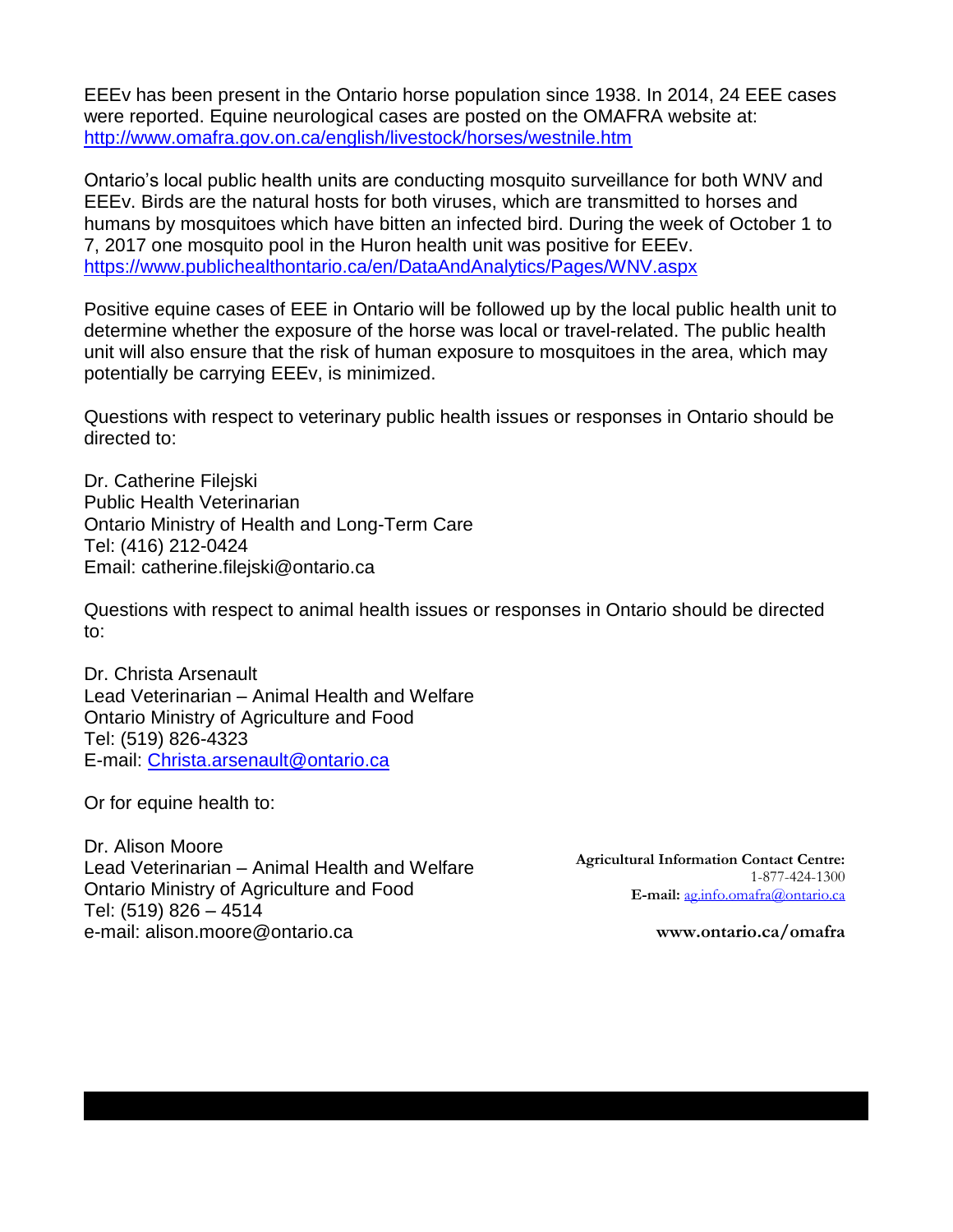EEEv has been present in the Ontario horse population since 1938. In 2014, 24 EEE cases were reported. Equine neurological cases are posted on the OMAFRA website at: http://www.omafra.gov.on.ca/english/livestock/horses/westnile.htm

Ontario's local public health units are conducting mosquito surveillance for both WNV and EEEv. Birds are the natural hosts for both viruses, which are transmitted to horses and humans by mosquitoes which have bitten an infected bird. During the week of October 1 to 7, 2017 one mosquito pool in the Huron health unit was positive for EEEv. https://www.publichealthontario.ca/en/DataAndAnalytics/Pages/WNV.aspx

Positive equine cases of EEE in Ontario will be followed up by the local public health unit to determine whether the exposure of the horse was local or travel-related. The public health unit will also ensure that the risk of human exposure to mosquitoes in the area, which may potentially be carrying EEEv, is minimized.

Questions with respect to veterinary public health issues or responses in Ontario should be directed to:

Dr. Catherine Filejski  
Public Health Veterinarian  
Ontario Ministry of Health and Long-Term Care  
Tel: (416) 212-0424  
Email: catherine.filejski@ontario.ca

Questions with respect to animal health issues or responses in Ontario should be directed to:

Dr. Christa Arsenault  
Lead Veterinarian – Animal Health and Welfare  
Ontario Ministry of Agriculture and Food  
Tel: (519) 826-4323  
E-mail: Christa.arsenault@ontario.ca

Or for equine health to:

Dr. Alison Moore  
Lead Veterinarian – Animal Health and Welfare  
Ontario Ministry of Agriculture and Food  
Tel: (519) 826 – 4514  
e-mail: alison.moore@ontario.ca

**Agricultural Information Contact Centre:**  
1-877-424-1300  
**E-mail:** ag.info.omafra@ontario.ca

**www.ontario.ca/omafra**